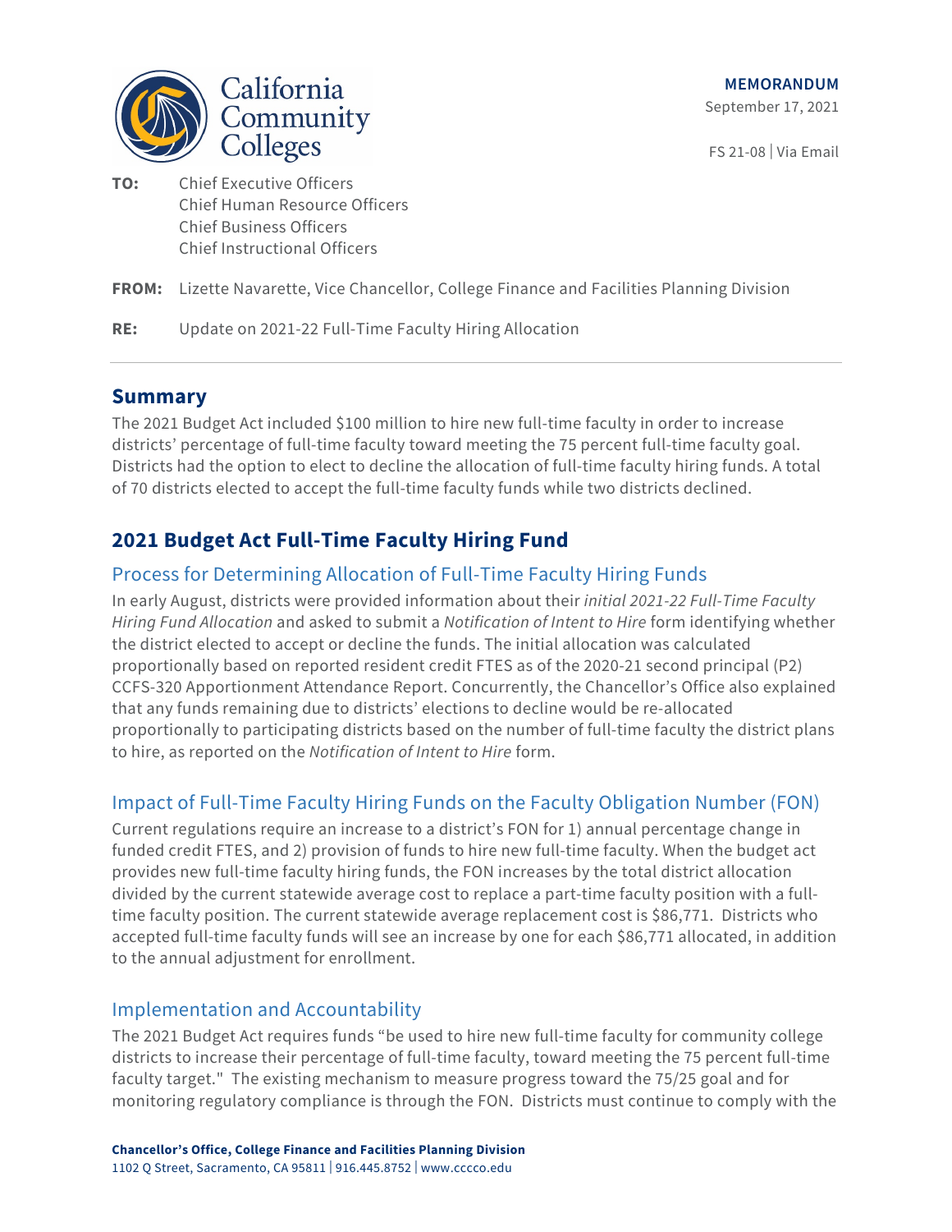California Community Colleges

**MEMORANDUM**

September 17, 2021

FS 21-08 | Via Email

**TO:** Chief Executive Officers
Chief Human Resource Officers
Chief Business Officers
Chief Instructional Officers

**FROM:** Lizette Navarette, Vice Chancellor, College Finance and Facilities Planning Division

**RE:** Update on 2021-22 Full-Time Faculty Hiring Allocation

## Summary

The 2021 Budget Act included $100 million to hire new full-time faculty in order to increase districts' percentage of full-time faculty toward meeting the 75 percent full-time faculty goal. Districts had the option to elect to decline the allocation of full-time faculty hiring funds. A total of 70 districts elected to accept the full-time faculty funds while two districts declined.

## 2021 Budget Act Full-Time Faculty Hiring Fund

### Process for Determining Allocation of Full-Time Faculty Hiring Funds

In early August, districts were provided information about their *initial 2021-22 Full-Time Faculty Hiring Fund Allocation* and asked to submit a *Notification of Intent to Hire* form identifying whether the district elected to accept or decline the funds. The initial allocation was calculated proportionally based on reported resident credit FTES as of the 2020-21 second principal (P2) CCFS-320 Apportionment Attendance Report. Concurrently, the Chancellor's Office also explained that any funds remaining due to districts' elections to decline would be re-allocated proportionally to participating districts based on the number of full-time faculty the district plans to hire, as reported on the *Notification of Intent to Hire* form.

### Impact of Full-Time Faculty Hiring Funds on the Faculty Obligation Number (FON)

Current regulations require an increase to a district's FON for 1) annual percentage change in funded credit FTES, and 2) provision of funds to hire new full-time faculty. When the budget act provides new full-time faculty hiring funds, the FON increases by the total district allocation divided by the current statewide average cost to replace a part-time faculty position with a full-time faculty position. The current statewide average replacement cost is $86,771. Districts who accepted full-time faculty funds will see an increase by one for each $86,771 allocated, in addition to the annual adjustment for enrollment.

### Implementation and Accountability

The 2021 Budget Act requires funds "be used to hire new full-time faculty for community college districts to increase their percentage of full-time faculty, toward meeting the 75 percent full-time faculty target." The existing mechanism to measure progress toward the 75/25 goal and for monitoring regulatory compliance is through the FON. Districts must continue to comply with the

**Chancellor's Office, College Finance and Facilities Planning Division**
1102 Q Street, Sacramento, CA 95811 | 916.445.8752 | www.cccco.edu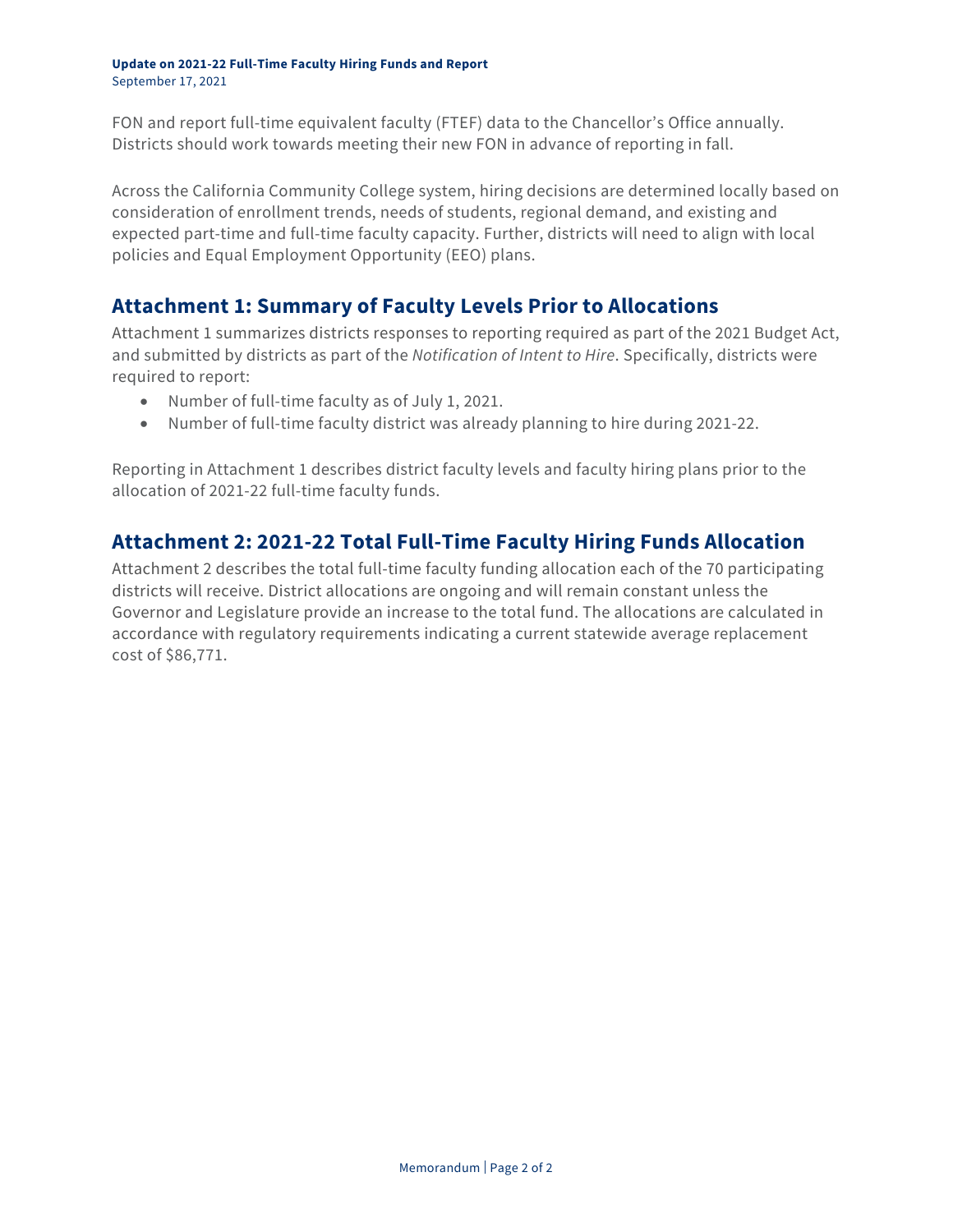FON and report full-time equivalent faculty (FTEF) data to the Chancellor's Office annually. Districts should work towards meeting their new FON in advance of reporting in fall.

Across the California Community College system, hiring decisions are determined locally based on consideration of enrollment trends, needs of students, regional demand, and existing and expected part-time and full-time faculty capacity. Further, districts will need to align with local policies and Equal Employment Opportunity (EEO) plans.

## Attachment 1: Summary of Faculty Levels Prior to Allocations

Attachment 1 summarizes districts responses to reporting required as part of the 2021 Budget Act, and submitted by districts as part of the *Notification of Intent to Hire*. Specifically, districts were required to report:

- Number of full-time faculty as of July 1, 2021.
- Number of full-time faculty district was already planning to hire during 2021-22.

Reporting in Attachment 1 describes district faculty levels and faculty hiring plans prior to the allocation of 2021-22 full-time faculty funds.

## Attachment 2: 2021-22 Total Full-Time Faculty Hiring Funds Allocation

Attachment 2 describes the total full-time faculty funding allocation each of the 70 participating districts will receive. District allocations are ongoing and will remain constant unless the Governor and Legislature provide an increase to the total fund. The allocations are calculated in accordance with regulatory requirements indicating a current statewide average replacement cost of $86,771.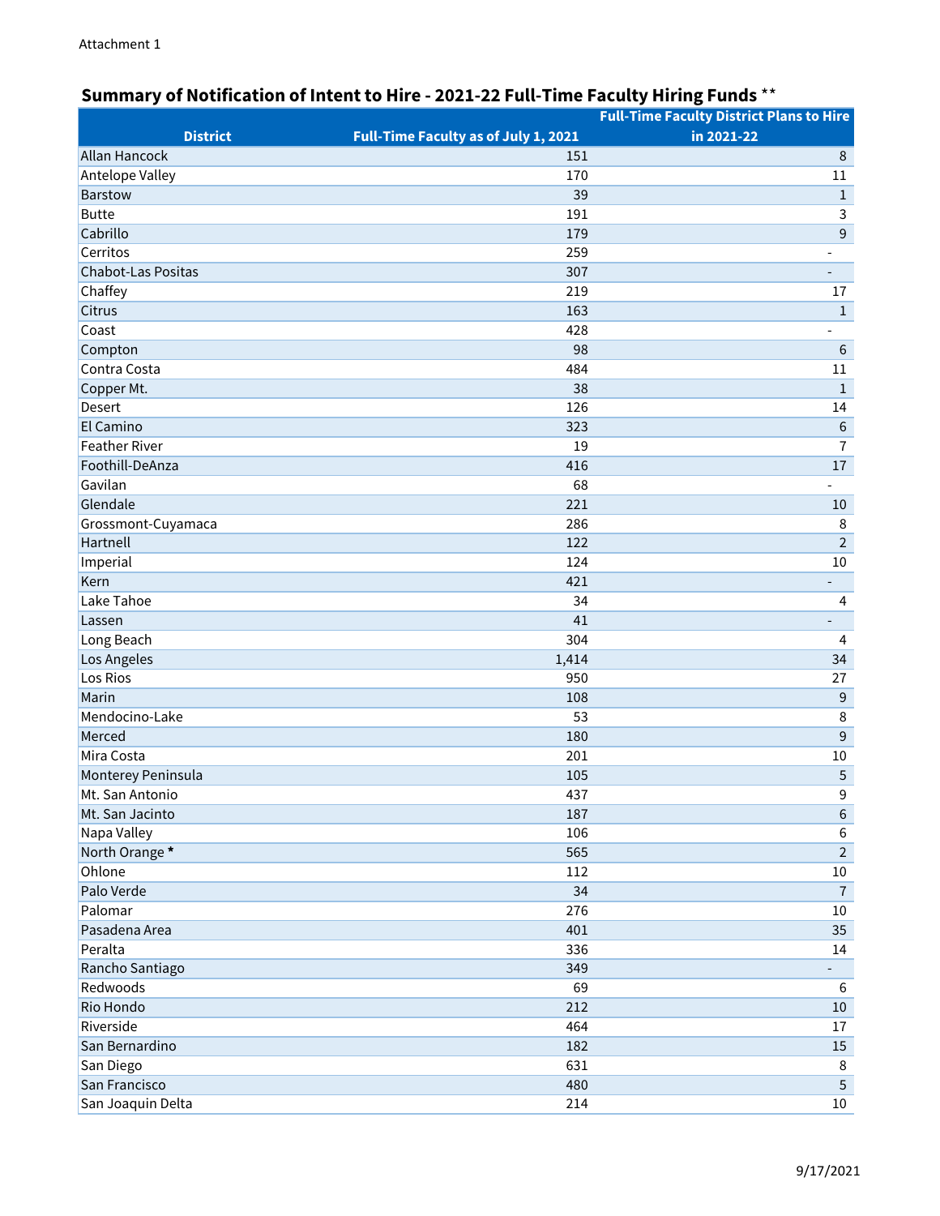Attachment 1

## Summary of Notification of Intent to Hire - 2021-22 Full-Time Faculty Hiring Funds **

| District | Full-Time Faculty as of July 1, 2021 | Full-Time Faculty District Plans to Hire in 2021-22 |
|---|---|---|
| Allan Hancock | 151 | 8 |
| Antelope Valley | 170 | 11 |
| Barstow | 39 | 1 |
| Butte | 191 | 3 |
| Cabrillo | 179 | 9 |
| Cerritos | 259 | - |
| Chabot-Las Positas | 307 | - |
| Chaffey | 219 | 17 |
| Citrus | 163 | 1 |
| Coast | 428 | - |
| Compton | 98 | 6 |
| Contra Costa | 484 | 11 |
| Copper Mt. | 38 | 1 |
| Desert | 126 | 14 |
| El Camino | 323 | 6 |
| Feather River | 19 | 7 |
| Foothill-DeAnza | 416 | 17 |
| Gavilan | 68 | - |
| Glendale | 221 | 10 |
| Grossmont-Cuyamaca | 286 | 8 |
| Hartnell | 122 | 2 |
| Imperial | 124 | 10 |
| Kern | 421 | - |
| Lake Tahoe | 34 | 4 |
| Lassen | 41 | - |
| Long Beach | 304 | 4 |
| Los Angeles | 1,414 | 34 |
| Los Rios | 950 | 27 |
| Marin | 108 | 9 |
| Mendocino-Lake | 53 | 8 |
| Merced | 180 | 9 |
| Mira Costa | 201 | 10 |
| Monterey Peninsula | 105 | 5 |
| Mt. San Antonio | 437 | 9 |
| Mt. San Jacinto | 187 | 6 |
| Napa Valley | 106 | 6 |
| North Orange * | 565 | 2 |
| Ohlone | 112 | 10 |
| Palo Verde | 34 | 7 |
| Palomar | 276 | 10 |
| Pasadena Area | 401 | 35 |
| Peralta | 336 | 14 |
| Rancho Santiago | 349 | - |
| Redwoods | 69 | 6 |
| Rio Hondo | 212 | 10 |
| Riverside | 464 | 17 |
| San Bernardino | 182 | 15 |
| San Diego | 631 | 8 |
| San Francisco | 480 | 5 |
| San Joaquin Delta | 214 | 10 |

9/17/2021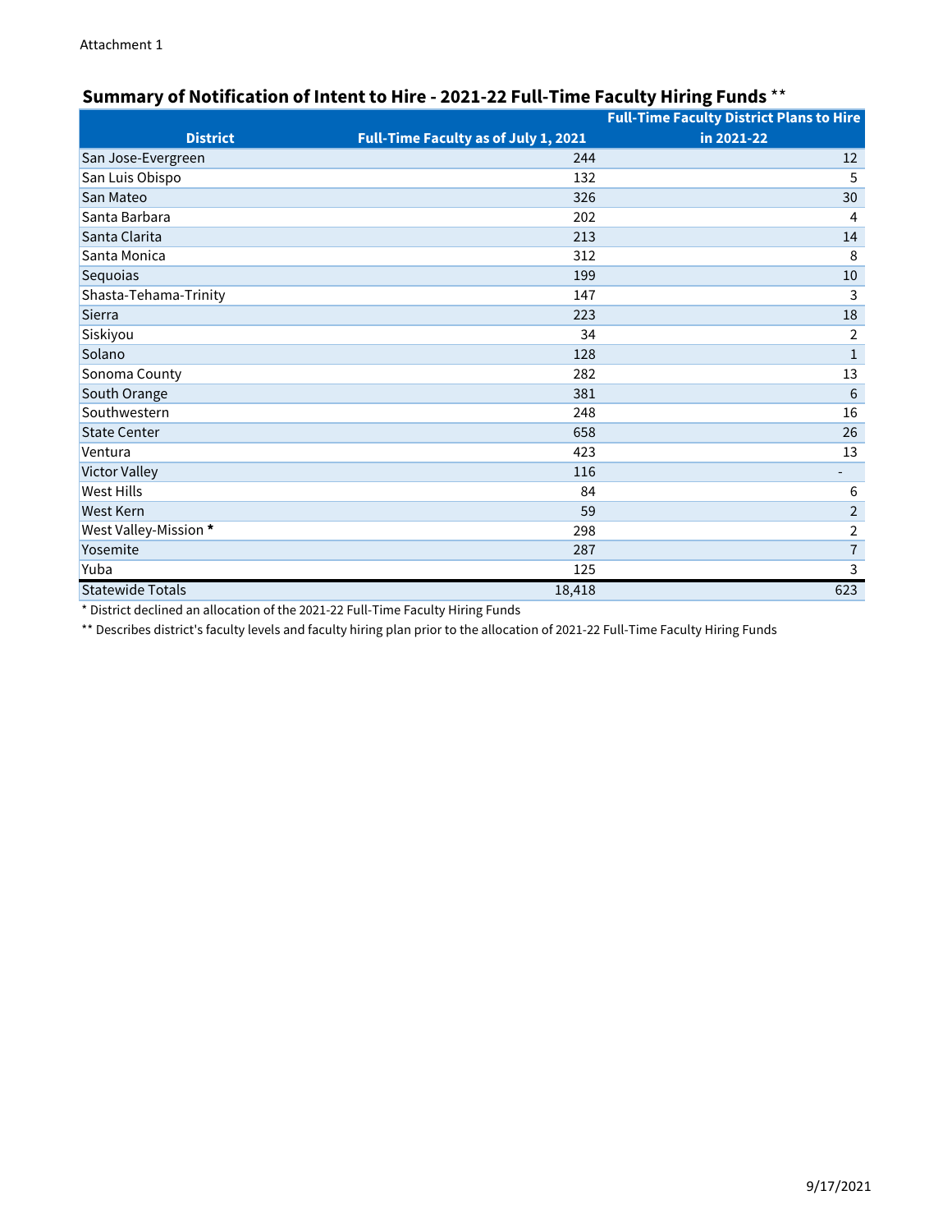Attachment 1

## Summary of Notification of Intent to Hire - 2021-22 Full-Time Faculty Hiring Funds **

| District | Full-Time Faculty as of July 1, 2021 | Full-Time Faculty District Plans to Hire in 2021-22 |
|---|---|---|
| San Jose-Evergreen | 244 | 12 |
| San Luis Obispo | 132 | 5 |
| San Mateo | 326 | 30 |
| Santa Barbara | 202 | 4 |
| Santa Clarita | 213 | 14 |
| Santa Monica | 312 | 8 |
| Sequoias | 199 | 10 |
| Shasta-Tehama-Trinity | 147 | 3 |
| Sierra | 223 | 18 |
| Siskiyou | 34 | 2 |
| Solano | 128 | 1 |
| Sonoma County | 282 | 13 |
| South Orange | 381 | 6 |
| Southwestern | 248 | 16 |
| State Center | 658 | 26 |
| Ventura | 423 | 13 |
| Victor Valley | 116 | - |
| West Hills | 84 | 6 |
| West Kern | 59 | 2 |
| West Valley-Mission * | 298 | 2 |
| Yosemite | 287 | 7 |
| Yuba | 125 | 3 |
| Statewide Totals | 18,418 | 623 |

* District declined an allocation of the 2021-22 Full-Time Faculty Hiring Funds

** Describes district's faculty levels and faculty hiring plan prior to the allocation of 2021-22 Full-Time Faculty Hiring Funds

9/17/2021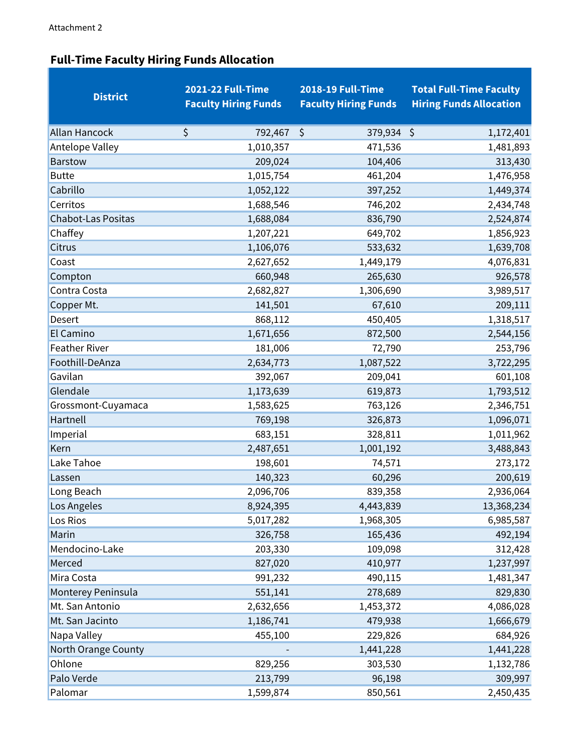Attachment 2

## Full-Time Faculty Hiring Funds Allocation

| District | 2021-22 Full-Time Faculty Hiring Funds | 2018-19 Full-Time Faculty Hiring Funds | Total Full-Time Faculty Hiring Funds Allocation |
|---|---|---|---|
| Allan Hancock | $ 792,467 | $ 379,934 | $ 1,172,401 |
| Antelope Valley | 1,010,357 | 471,536 | 1,481,893 |
| Barstow | 209,024 | 104,406 | 313,430 |
| Butte | 1,015,754 | 461,204 | 1,476,958 |
| Cabrillo | 1,052,122 | 397,252 | 1,449,374 |
| Cerritos | 1,688,546 | 746,202 | 2,434,748 |
| Chabot-Las Positas | 1,688,084 | 836,790 | 2,524,874 |
| Chaffey | 1,207,221 | 649,702 | 1,856,923 |
| Citrus | 1,106,076 | 533,632 | 1,639,708 |
| Coast | 2,627,652 | 1,449,179 | 4,076,831 |
| Compton | 660,948 | 265,630 | 926,578 |
| Contra Costa | 2,682,827 | 1,306,690 | 3,989,517 |
| Copper Mt. | 141,501 | 67,610 | 209,111 |
| Desert | 868,112 | 450,405 | 1,318,517 |
| El Camino | 1,671,656 | 872,500 | 2,544,156 |
| Feather River | 181,006 | 72,790 | 253,796 |
| Foothill-DeAnza | 2,634,773 | 1,087,522 | 3,722,295 |
| Gavilan | 392,067 | 209,041 | 601,108 |
| Glendale | 1,173,639 | 619,873 | 1,793,512 |
| Grossmont-Cuyamaca | 1,583,625 | 763,126 | 2,346,751 |
| Hartnell | 769,198 | 326,873 | 1,096,071 |
| Imperial | 683,151 | 328,811 | 1,011,962 |
| Kern | 2,487,651 | 1,001,192 | 3,488,843 |
| Lake Tahoe | 198,601 | 74,571 | 273,172 |
| Lassen | 140,323 | 60,296 | 200,619 |
| Long Beach | 2,096,706 | 839,358 | 2,936,064 |
| Los Angeles | 8,924,395 | 4,443,839 | 13,368,234 |
| Los Rios | 5,017,282 | 1,968,305 | 6,985,587 |
| Marin | 326,758 | 165,436 | 492,194 |
| Mendocino-Lake | 203,330 | 109,098 | 312,428 |
| Merced | 827,020 | 410,977 | 1,237,997 |
| Mira Costa | 991,232 | 490,115 | 1,481,347 |
| Monterey Peninsula | 551,141 | 278,689 | 829,830 |
| Mt. San Antonio | 2,632,656 | 1,453,372 | 4,086,028 |
| Mt. San Jacinto | 1,186,741 | 479,938 | 1,666,679 |
| Napa Valley | 455,100 | 229,826 | 684,926 |
| North Orange County | - | 1,441,228 | 1,441,228 |
| Ohlone | 829,256 | 303,530 | 1,132,786 |
| Palo Verde | 213,799 | 96,198 | 309,997 |
| Palomar | 1,599,874 | 850,561 | 2,450,435 |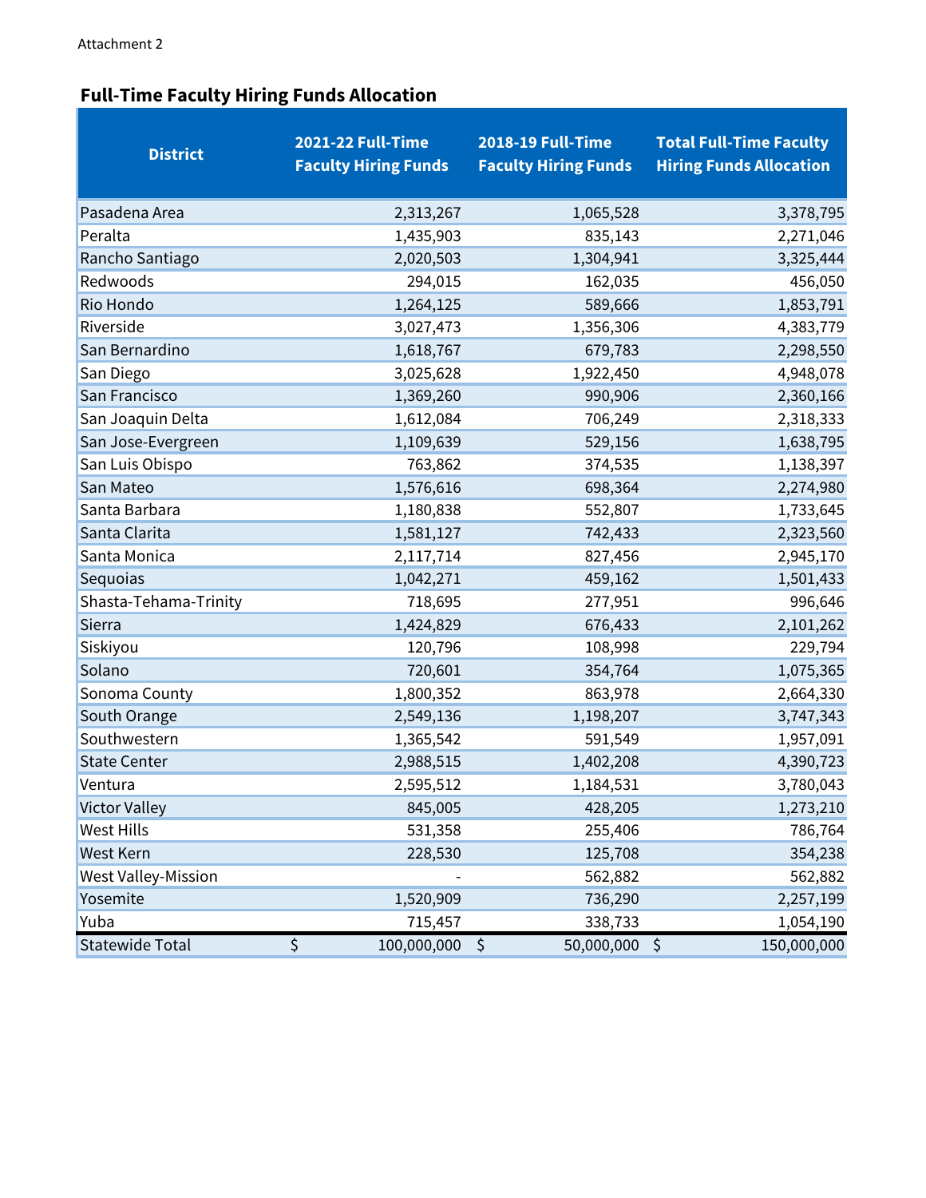Attachment 2

## Full-Time Faculty Hiring Funds Allocation

| District | 2021-22 Full-Time Faculty Hiring Funds | 2018-19 Full-Time Faculty Hiring Funds | Total Full-Time Faculty Hiring Funds Allocation |
|---|---|---|---|
| Pasadena Area | 2,313,267 | 1,065,528 | 3,378,795 |
| Peralta | 1,435,903 | 835,143 | 2,271,046 |
| Rancho Santiago | 2,020,503 | 1,304,941 | 3,325,444 |
| Redwoods | 294,015 | 162,035 | 456,050 |
| Rio Hondo | 1,264,125 | 589,666 | 1,853,791 |
| Riverside | 3,027,473 | 1,356,306 | 4,383,779 |
| San Bernardino | 1,618,767 | 679,783 | 2,298,550 |
| San Diego | 3,025,628 | 1,922,450 | 4,948,078 |
| San Francisco | 1,369,260 | 990,906 | 2,360,166 |
| San Joaquin Delta | 1,612,084 | 706,249 | 2,318,333 |
| San Jose-Evergreen | 1,109,639 | 529,156 | 1,638,795 |
| San Luis Obispo | 763,862 | 374,535 | 1,138,397 |
| San Mateo | 1,576,616 | 698,364 | 2,274,980 |
| Santa Barbara | 1,180,838 | 552,807 | 1,733,645 |
| Santa Clarita | 1,581,127 | 742,433 | 2,323,560 |
| Santa Monica | 2,117,714 | 827,456 | 2,945,170 |
| Sequoias | 1,042,271 | 459,162 | 1,501,433 |
| Shasta-Tehama-Trinity | 718,695 | 277,951 | 996,646 |
| Sierra | 1,424,829 | 676,433 | 2,101,262 |
| Siskiyou | 120,796 | 108,998 | 229,794 |
| Solano | 720,601 | 354,764 | 1,075,365 |
| Sonoma County | 1,800,352 | 863,978 | 2,664,330 |
| South Orange | 2,549,136 | 1,198,207 | 3,747,343 |
| Southwestern | 1,365,542 | 591,549 | 1,957,091 |
| State Center | 2,988,515 | 1,402,208 | 4,390,723 |
| Ventura | 2,595,512 | 1,184,531 | 3,780,043 |
| Victor Valley | 845,005 | 428,205 | 1,273,210 |
| West Hills | 531,358 | 255,406 | 786,764 |
| West Kern | 228,530 | 125,708 | 354,238 |
| West Valley-Mission | - | 562,882 | 562,882 |
| Yosemite | 1,520,909 | 736,290 | 2,257,199 |
| Yuba | 715,457 | 338,733 | 1,054,190 |
| Statewide Total | $ 100,000,000 | $ 50,000,000 | $ 150,000,000 |